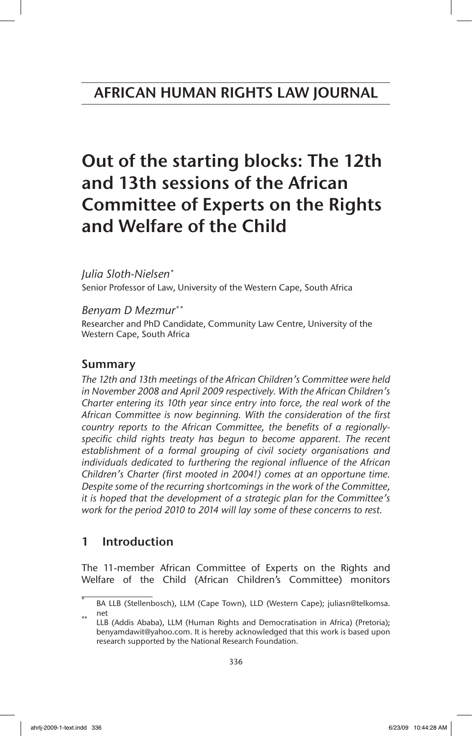AFRICAN HUMAN RIGHTS LAW JOURNAL

# Out of the starting blocks: The 12th and 13th sessions of the African Committee of Experts on the Rights and Welfare of the Child

*Julia Sloth-Nielsen*\*
Senior Professor of Law, University of the Western Cape, South Africa

*Benyam D Mezmur*\*\*
Researcher and PhD Candidate, Community Law Centre, University of the Western Cape, South Africa

## Summary

*The 12th and 13th meetings of the African Children's Committee were held in November 2008 and April 2009 respectively. With the African Children's Charter entering its 10th year since entry into force, the real work of the African Committee is now beginning. With the consideration of the first country reports to the African Committee, the benefits of a regionally-specific child rights treaty has begun to become apparent. The recent establishment of a formal grouping of civil society organisations and individuals dedicated to furthering the regional influence of the African Children's Charter (first mooted in 2004!) comes at an opportune time. Despite some of the recurring shortcomings in the work of the Committee, it is hoped that the development of a strategic plan for the Committee's work for the period 2010 to 2014 will lay some of these concerns to rest.*

## 1 Introduction

The 11-member African Committee of Experts on the Rights and Welfare of the Child (African Children's Committee) monitors

---

\* BA LLB (Stellenbosch), LLM (Cape Town), LLD (Western Cape); juliasn@telkomsa.net

\*\* LLB (Addis Ababa), LLM (Human Rights and Democratisation in Africa) (Pretoria); benyamdawit@yahoo.com. It is hereby acknowledged that this work is based upon research supported by the National Research Foundation.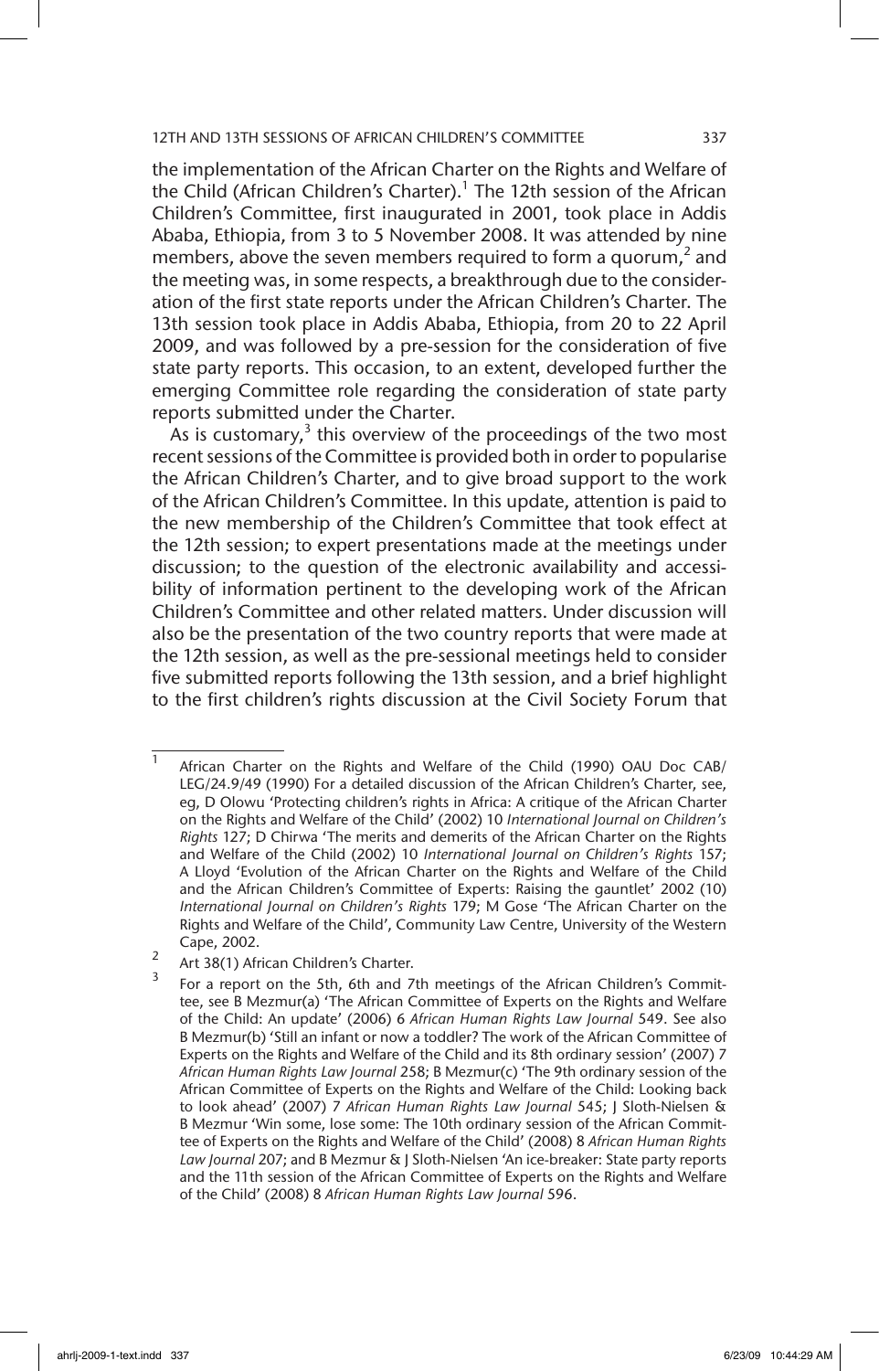the implementation of the African Charter on the Rights and Welfare of the Child (African Children's Charter).[1] The 12th session of the African Children's Committee, first inaugurated in 2001, took place in Addis Ababa, Ethiopia, from 3 to 5 November 2008. It was attended by nine members, above the seven members required to form a quorum,[2] and the meeting was, in some respects, a breakthrough due to the consideration of the first state reports under the African Children's Charter. The 13th session took place in Addis Ababa, Ethiopia, from 20 to 22 April 2009, and was followed by a pre-session for the consideration of five state party reports. This occasion, to an extent, developed further the emerging Committee role regarding the consideration of state party reports submitted under the Charter.

As is customary,[3] this overview of the proceedings of the two most recent sessions of the Committee is provided both in order to popularise the African Children's Charter, and to give broad support to the work of the African Children's Committee. In this update, attention is paid to the new membership of the Children's Committee that took effect at the 12th session; to expert presentations made at the meetings under discussion; to the question of the electronic availability and accessibility of information pertinent to the developing work of the African Children's Committee and other related matters. Under discussion will also be the presentation of the two country reports that were made at the 12th session, as well as the pre-sessional meetings held to consider five submitted reports following the 13th session, and a brief highlight to the first children's rights discussion at the Civil Society Forum that

---

[1] African Charter on the Rights and Welfare of the Child (1990) OAU Doc CAB/LEG/24.9/49 (1990) For a detailed discussion of the African Children's Charter, see, eg, D Olowu 'Protecting children's rights in Africa: A critique of the African Charter on the Rights and Welfare of the Child' (2002) 10 *International Journal on Children's Rights* 127; D Chirwa 'The merits and demerits of the African Charter on the Rights and Welfare of the Child (2002) 10 *International Journal on Children's Rights* 157; A Lloyd 'Evolution of the African Charter on the Rights and Welfare of the Child and the African Children's Committee of Experts: Raising the gauntlet' 2002 (10) *International Journal on Children's Rights* 179; M Gose 'The African Charter on the Rights and Welfare of the Child', Community Law Centre, University of the Western Cape, 2002.

[2] Art 38(1) African Children's Charter.

[3] For a report on the 5th, 6th and 7th meetings of the African Children's Committee, see B Mezmur(a) 'The African Committee of Experts on the Rights and Welfare of the Child: An update' (2006) 6 *African Human Rights Law Journal* 549. See also B Mezmur(b) 'Still an infant or now a toddler? The work of the African Committee of Experts on the Rights and Welfare of the Child and its 8th ordinary session' (2007) 7 *African Human Rights Law Journal* 258; B Mezmur(c) 'The 9th ordinary session of the African Committee of Experts on the Rights and Welfare of the Child: Looking back to look ahead' (2007) 7 *African Human Rights Law Journal* 545; J Sloth-Nielsen & B Mezmur 'Win some, lose some: The 10th ordinary session of the African Committee of Experts on the Rights and Welfare of the Child' (2008) 8 *African Human Rights Law Journal* 207; and B Mezmur & J Sloth-Nielsen 'An ice-breaker: State party reports and the 11th session of the African Committee of Experts on the Rights and Welfare of the Child' (2008) 8 *African Human Rights Law Journal* 596.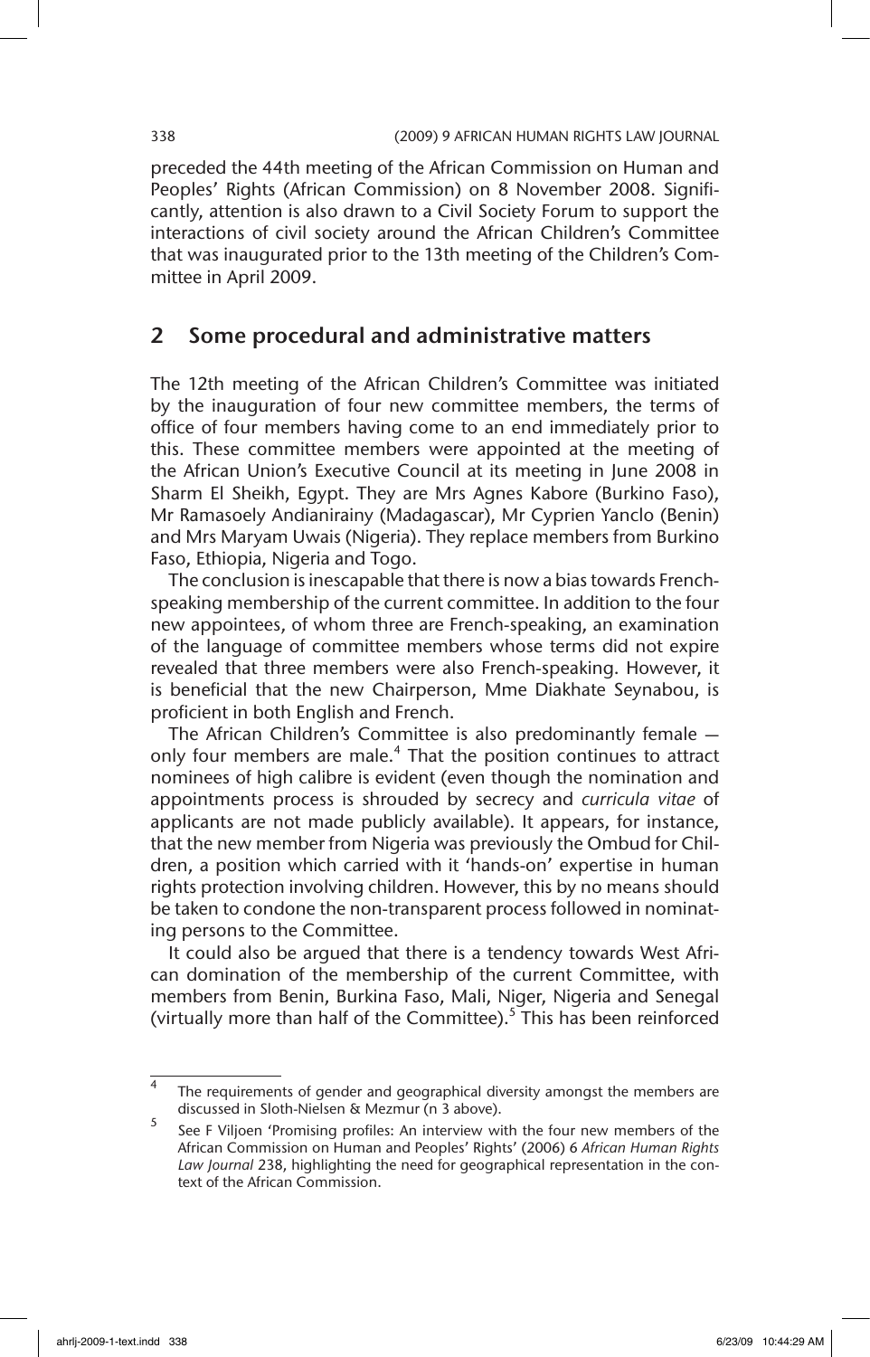preceded the 44th meeting of the African Commission on Human and Peoples' Rights (African Commission) on 8 November 2008. Significantly, attention is also drawn to a Civil Society Forum to support the interactions of civil society around the African Children's Committee that was inaugurated prior to the 13th meeting of the Children's Committee in April 2009.

## 2 Some procedural and administrative matters

The 12th meeting of the African Children's Committee was initiated by the inauguration of four new committee members, the terms of office of four members having come to an end immediately prior to this. These committee members were appointed at the meeting of the African Union's Executive Council at its meeting in June 2008 in Sharm El Sheikh, Egypt. They are Mrs Agnes Kabore (Burkino Faso), Mr Ramasoely Andianirainy (Madagascar), Mr Cyprien Yanclo (Benin) and Mrs Maryam Uwais (Nigeria). They replace members from Burkino Faso, Ethiopia, Nigeria and Togo.

The conclusion is inescapable that there is now a bias towards French-speaking membership of the current committee. In addition to the four new appointees, of whom three are French-speaking, an examination of the language of committee members whose terms did not expire revealed that three members were also French-speaking. However, it is beneficial that the new Chairperson, Mme Diakhate Seynabou, is proficient in both English and French.

The African Children's Committee is also predominantly female — only four members are male.[4] That the position continues to attract nominees of high calibre is evident (even though the nomination and appointments process is shrouded by secrecy and *curricula vitae* of applicants are not made publicly available). It appears, for instance, that the new member from Nigeria was previously the Ombud for Children, a position which carried with it 'hands-on' expertise in human rights protection involving children. However, this by no means should be taken to condone the non-transparent process followed in nominating persons to the Committee.

It could also be argued that there is a tendency towards West African domination of the membership of the current Committee, with members from Benin, Burkina Faso, Mali, Niger, Nigeria and Senegal (virtually more than half of the Committee).[5] This has been reinforced

---

[4] The requirements of gender and geographical diversity amongst the members are discussed in Sloth-Nielsen & Mezmur (n 3 above).

[5] See F Viljoen 'Promising profiles: An interview with the four new members of the African Commission on Human and Peoples' Rights' (2006) 6 *African Human Rights Law Journal* 238, highlighting the need for geographical representation in the context of the African Commission.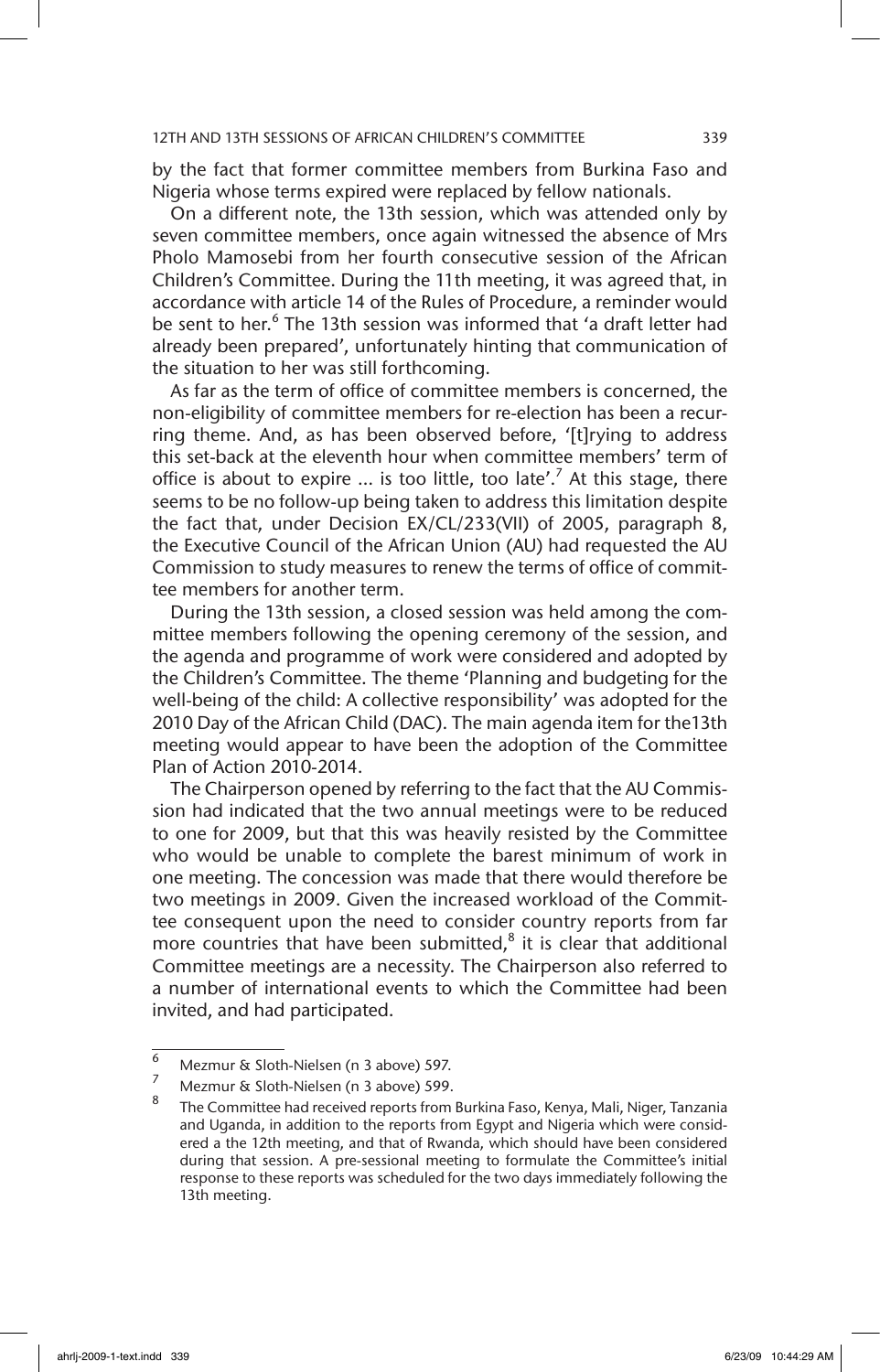by the fact that former committee members from Burkina Faso and Nigeria whose terms expired were replaced by fellow nationals.

On a different note, the 13th session, which was attended only by seven committee members, once again witnessed the absence of Mrs Pholo Mamosebi from her fourth consecutive session of the African Children's Committee. During the 11th meeting, it was agreed that, in accordance with article 14 of the Rules of Procedure, a reminder would be sent to her.[6] The 13th session was informed that 'a draft letter had already been prepared', unfortunately hinting that communication of the situation to her was still forthcoming.

As far as the term of office of committee members is concerned, the non-eligibility of committee members for re-election has been a recurring theme. And, as has been observed before, '[t]rying to address this set-back at the eleventh hour when committee members' term of office is about to expire ... is too little, too late'.[7] At this stage, there seems to be no follow-up being taken to address this limitation despite the fact that, under Decision EX/CL/233(VII) of 2005, paragraph 8, the Executive Council of the African Union (AU) had requested the AU Commission to study measures to renew the terms of office of committee members for another term.

During the 13th session, a closed session was held among the committee members following the opening ceremony of the session, and the agenda and programme of work were considered and adopted by the Children's Committee. The theme 'Planning and budgeting for the well-being of the child: A collective responsibility' was adopted for the 2010 Day of the African Child (DAC). The main agenda item for the13th meeting would appear to have been the adoption of the Committee Plan of Action 2010-2014.

The Chairperson opened by referring to the fact that the AU Commission had indicated that the two annual meetings were to be reduced to one for 2009, but that this was heavily resisted by the Committee who would be unable to complete the barest minimum of work in one meeting. The concession was made that there would therefore be two meetings in 2009. Given the increased workload of the Committee consequent upon the need to consider country reports from far more countries that have been submitted,[8] it is clear that additional Committee meetings are a necessity. The Chairperson also referred to a number of international events to which the Committee had been invited, and had participated.

---

[6] Mezmur & Sloth-Nielsen (n 3 above) 597.

[7] Mezmur & Sloth-Nielsen (n 3 above) 599.

[8] The Committee had received reports from Burkina Faso, Kenya, Mali, Niger, Tanzania and Uganda, in addition to the reports from Egypt and Nigeria which were considered a the 12th meeting, and that of Rwanda, which should have been considered during that session. A pre-sessional meeting to formulate the Committee's initial response to these reports was scheduled for the two days immediately following the 13th meeting.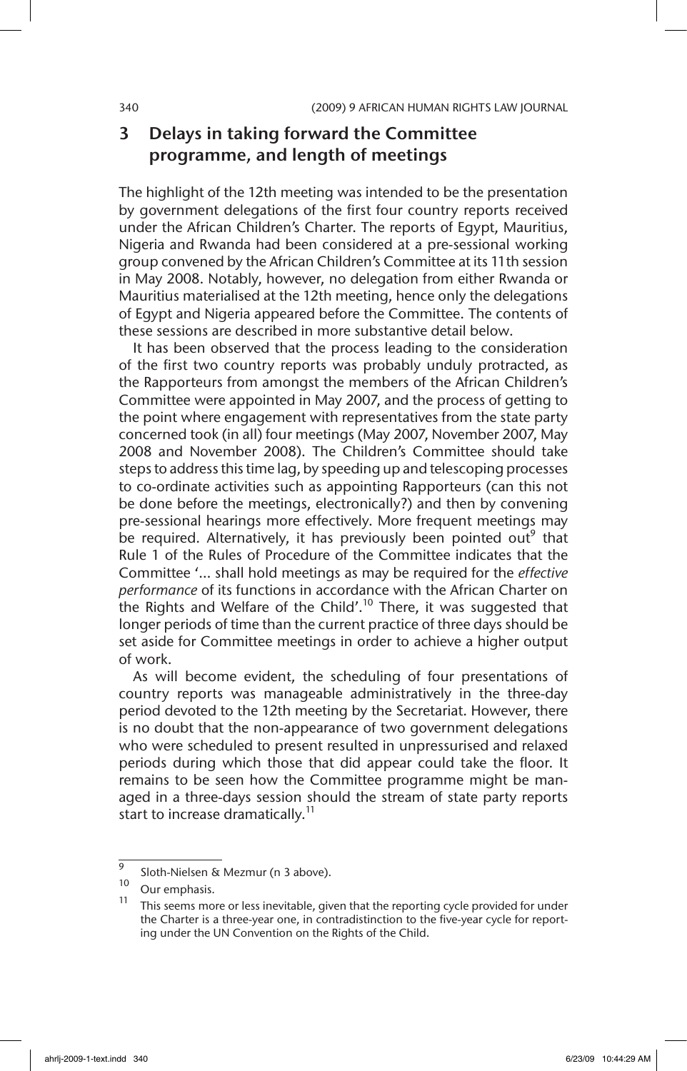## 3 Delays in taking forward the Committee programme, and length of meetings

The highlight of the 12th meeting was intended to be the presentation by government delegations of the first four country reports received under the African Children's Charter. The reports of Egypt, Mauritius, Nigeria and Rwanda had been considered at a pre-sessional working group convened by the African Children's Committee at its 11th session in May 2008. Notably, however, no delegation from either Rwanda or Mauritius materialised at the 12th meeting, hence only the delegations of Egypt and Nigeria appeared before the Committee. The contents of these sessions are described in more substantive detail below.

It has been observed that the process leading to the consideration of the first two country reports was probably unduly protracted, as the Rapporteurs from amongst the members of the African Children's Committee were appointed in May 2007, and the process of getting to the point where engagement with representatives from the state party concerned took (in all) four meetings (May 2007, November 2007, May 2008 and November 2008). The Children's Committee should take steps to address this time lag, by speeding up and telescoping processes to co-ordinate activities such as appointing Rapporteurs (can this not be done before the meetings, electronically?) and then by convening pre-sessional hearings more effectively. More frequent meetings may be required. Alternatively, it has previously been pointed out[9] that Rule 1 of the Rules of Procedure of the Committee indicates that the Committee '... shall hold meetings as may be required for the *effective performance* of its functions in accordance with the African Charter on the Rights and Welfare of the Child'.[10] There, it was suggested that longer periods of time than the current practice of three days should be set aside for Committee meetings in order to achieve a higher output of work.

As will become evident, the scheduling of four presentations of country reports was manageable administratively in the three-day period devoted to the 12th meeting by the Secretariat. However, there is no doubt that the non-appearance of two government delegations who were scheduled to present resulted in unpressurised and relaxed periods during which those that did appear could take the floor. It remains to be seen how the Committee programme might be managed in a three-days session should the stream of state party reports start to increase dramatically.[11]

---

[9] Sloth-Nielsen & Mezmur (n 3 above).

[10] Our emphasis.

[11] This seems more or less inevitable, given that the reporting cycle provided for under the Charter is a three-year one, in contradistinction to the five-year cycle for reporting under the UN Convention on the Rights of the Child.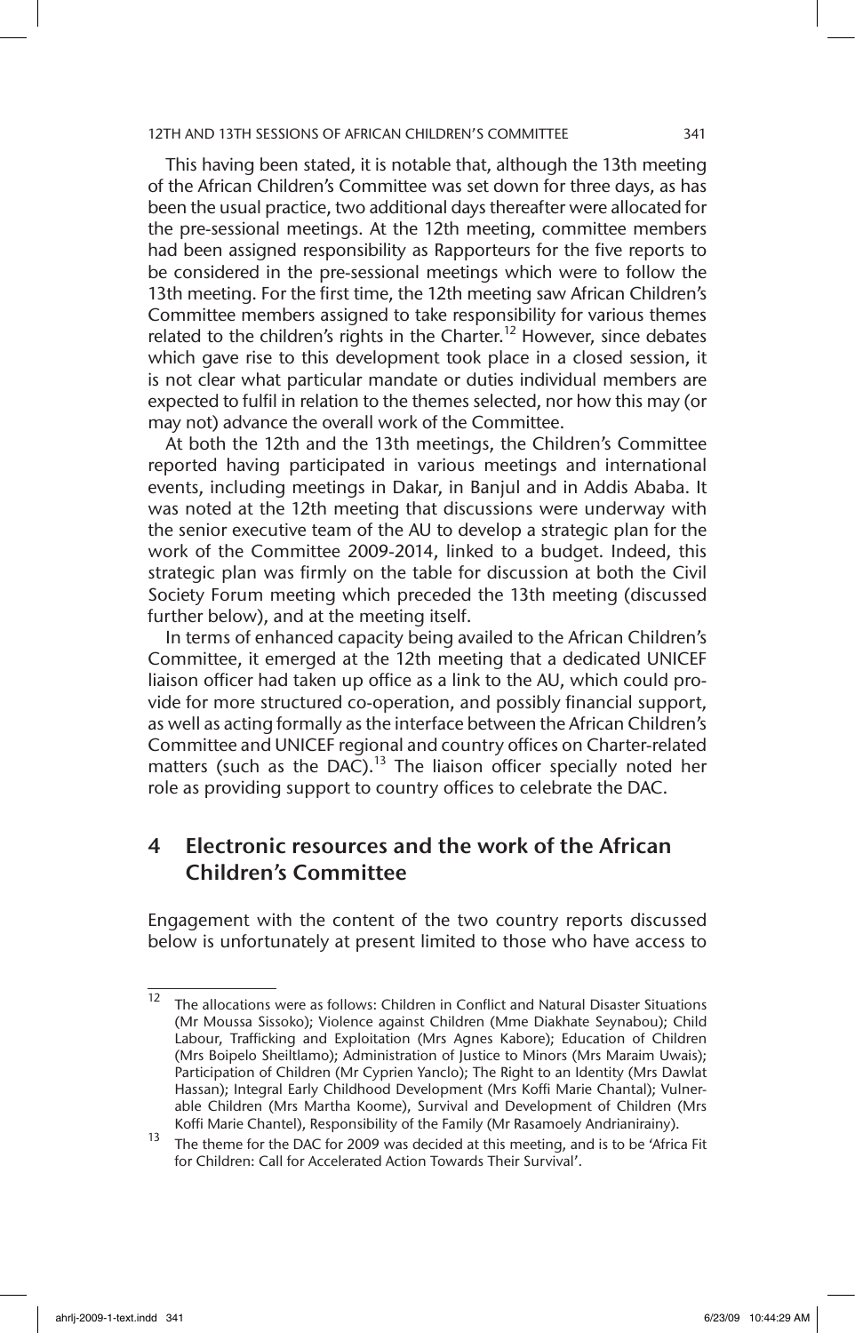This having been stated, it is notable that, although the 13th meeting of the African Children's Committee was set down for three days, as has been the usual practice, two additional days thereafter were allocated for the pre-sessional meetings. At the 12th meeting, committee members had been assigned responsibility as Rapporteurs for the five reports to be considered in the pre-sessional meetings which were to follow the 13th meeting. For the first time, the 12th meeting saw African Children's Committee members assigned to take responsibility for various themes related to the children's rights in the Charter.[12] However, since debates which gave rise to this development took place in a closed session, it is not clear what particular mandate or duties individual members are expected to fulfil in relation to the themes selected, nor how this may (or may not) advance the overall work of the Committee.

At both the 12th and the 13th meetings, the Children's Committee reported having participated in various meetings and international events, including meetings in Dakar, in Banjul and in Addis Ababa. It was noted at the 12th meeting that discussions were underway with the senior executive team of the AU to develop a strategic plan for the work of the Committee 2009-2014, linked to a budget. Indeed, this strategic plan was firmly on the table for discussion at both the Civil Society Forum meeting which preceded the 13th meeting (discussed further below), and at the meeting itself.

In terms of enhanced capacity being availed to the African Children's Committee, it emerged at the 12th meeting that a dedicated UNICEF liaison officer had taken up office as a link to the AU, which could provide for more structured co-operation, and possibly financial support, as well as acting formally as the interface between the African Children's Committee and UNICEF regional and country offices on Charter-related matters (such as the DAC).[13] The liaison officer specially noted her role as providing support to country offices to celebrate the DAC.

## 4 Electronic resources and the work of the African Children's Committee

Engagement with the content of the two country reports discussed below is unfortunately at present limited to those who have access to

---

[12] The allocations were as follows: Children in Conflict and Natural Disaster Situations (Mr Moussa Sissoko); Violence against Children (Mme Diakhate Seynabou); Child Labour, Trafficking and Exploitation (Mrs Agnes Kabore); Education of Children (Mrs Boipelo Sheiltlamo); Administration of Justice to Minors (Mrs Maraim Uwais); Participation of Children (Mr Cyprien Yanclo); The Right to an Identity (Mrs Dawlat Hassan); Integral Early Childhood Development (Mrs Koffi Marie Chantal); Vulnerable Children (Mrs Martha Koome), Survival and Development of Children (Mrs Koffi Marie Chantel), Responsibility of the Family (Mr Rasamoely Andrianirainy).

[13] The theme for the DAC for 2009 was decided at this meeting, and is to be 'Africa Fit for Children: Call for Accelerated Action Towards Their Survival'.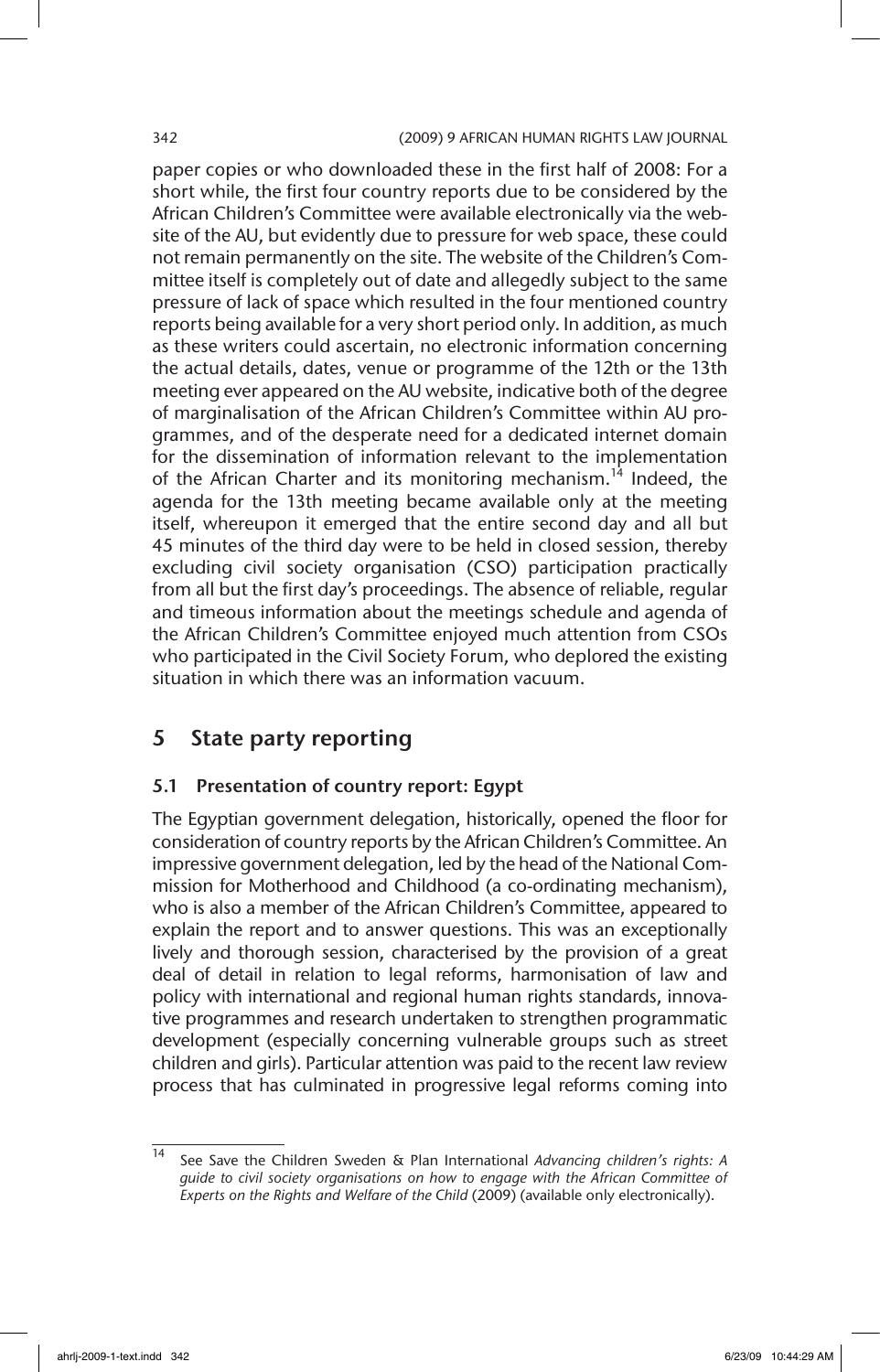paper copies or who downloaded these in the first half of 2008: For a short while, the first four country reports due to be considered by the African Children's Committee were available electronically via the website of the AU, but evidently due to pressure for web space, these could not remain permanently on the site. The website of the Children's Committee itself is completely out of date and allegedly subject to the same pressure of lack of space which resulted in the four mentioned country reports being available for a very short period only. In addition, as much as these writers could ascertain, no electronic information concerning the actual details, dates, venue or programme of the 12th or the 13th meeting ever appeared on the AU website, indicative both of the degree of marginalisation of the African Children's Committee within AU programmes, and of the desperate need for a dedicated internet domain for the dissemination of information relevant to the implementation of the African Charter and its monitoring mechanism.[14] Indeed, the agenda for the 13th meeting became available only at the meeting itself, whereupon it emerged that the entire second day and all but 45 minutes of the third day were to be held in closed session, thereby excluding civil society organisation (CSO) participation practically from all but the first day's proceedings. The absence of reliable, regular and timeous information about the meetings schedule and agenda of the African Children's Committee enjoyed much attention from CSOs who participated in the Civil Society Forum, who deplored the existing situation in which there was an information vacuum.

## 5 State party reporting

### 5.1 Presentation of country report: Egypt

The Egyptian government delegation, historically, opened the floor for consideration of country reports by the African Children's Committee. An impressive government delegation, led by the head of the National Commission for Motherhood and Childhood (a co-ordinating mechanism), who is also a member of the African Children's Committee, appeared to explain the report and to answer questions. This was an exceptionally lively and thorough session, characterised by the provision of a great deal of detail in relation to legal reforms, harmonisation of law and policy with international and regional human rights standards, innovative programmes and research undertaken to strengthen programmatic development (especially concerning vulnerable groups such as street children and girls). Particular attention was paid to the recent law review process that has culminated in progressive legal reforms coming into

---

[14] See Save the Children Sweden & Plan International *Advancing children's rights: A guide to civil society organisations on how to engage with the African Committee of Experts on the Rights and Welfare of the Child* (2009) (available only electronically).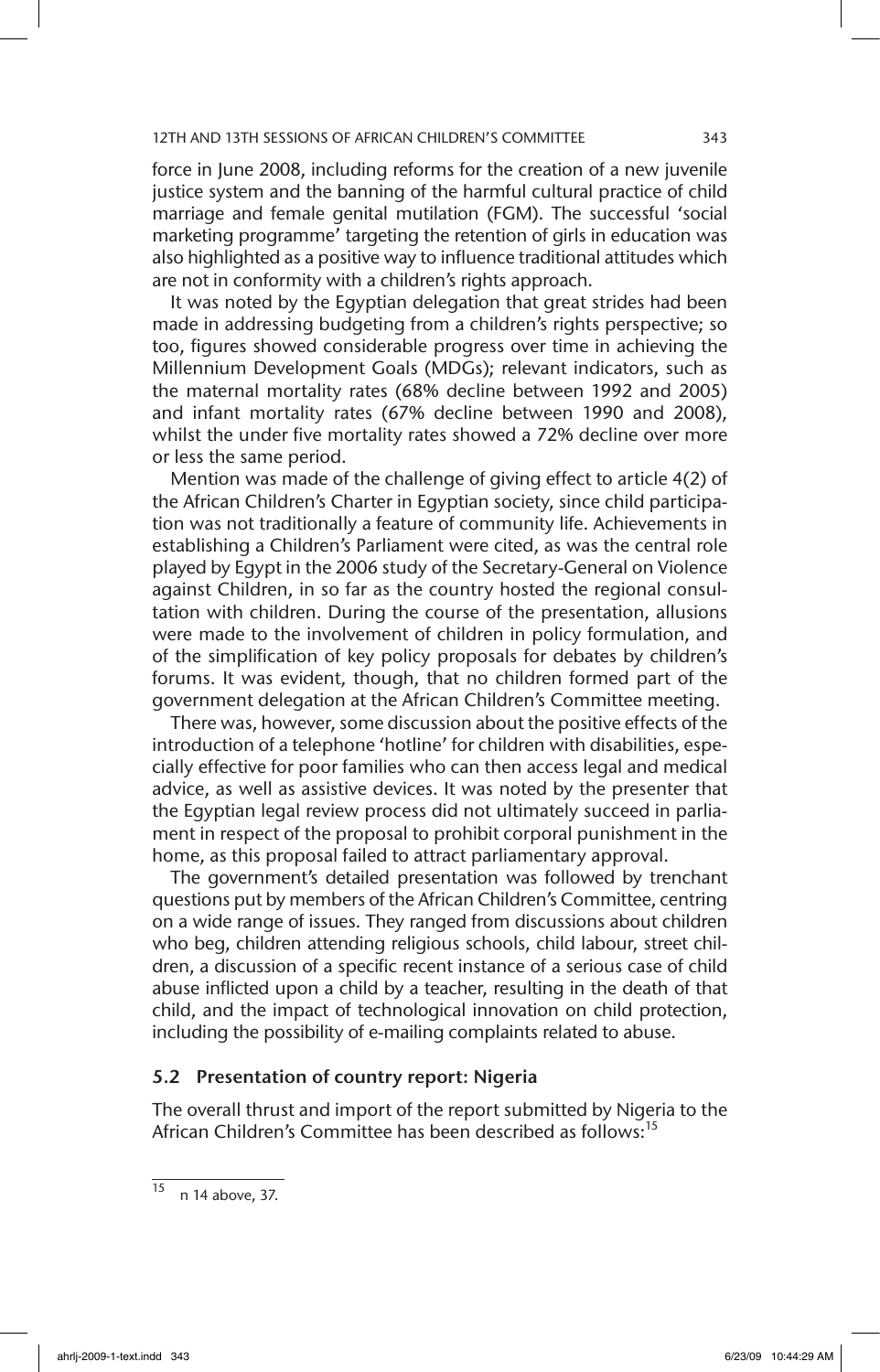force in June 2008, including reforms for the creation of a new juvenile justice system and the banning of the harmful cultural practice of child marriage and female genital mutilation (FGM). The successful 'social marketing programme' targeting the retention of girls in education was also highlighted as a positive way to influence traditional attitudes which are not in conformity with a children's rights approach.

It was noted by the Egyptian delegation that great strides had been made in addressing budgeting from a children's rights perspective; so too, figures showed considerable progress over time in achieving the Millennium Development Goals (MDGs); relevant indicators, such as the maternal mortality rates (68% decline between 1992 and 2005) and infant mortality rates (67% decline between 1990 and 2008), whilst the under five mortality rates showed a 72% decline over more or less the same period.

Mention was made of the challenge of giving effect to article 4(2) of the African Children's Charter in Egyptian society, since child participation was not traditionally a feature of community life. Achievements in establishing a Children's Parliament were cited, as was the central role played by Egypt in the 2006 study of the Secretary-General on Violence against Children, in so far as the country hosted the regional consultation with children. During the course of the presentation, allusions were made to the involvement of children in policy formulation, and of the simplification of key policy proposals for debates by children's forums. It was evident, though, that no children formed part of the government delegation at the African Children's Committee meeting.

There was, however, some discussion about the positive effects of the introduction of a telephone 'hotline' for children with disabilities, especially effective for poor families who can then access legal and medical advice, as well as assistive devices. It was noted by the presenter that the Egyptian legal review process did not ultimately succeed in parliament in respect of the proposal to prohibit corporal punishment in the home, as this proposal failed to attract parliamentary approval.

The government's detailed presentation was followed by trenchant questions put by members of the African Children's Committee, centring on a wide range of issues. They ranged from discussions about children who beg, children attending religious schools, child labour, street children, a discussion of a specific recent instance of a serious case of child abuse inflicted upon a child by a teacher, resulting in the death of that child, and the impact of technological innovation on child protection, including the possibility of e-mailing complaints related to abuse.

### 5.2 Presentation of country report: Nigeria

The overall thrust and import of the report submitted by Nigeria to the African Children's Committee has been described as follows:[15]

---

[15] n 14 above, 37.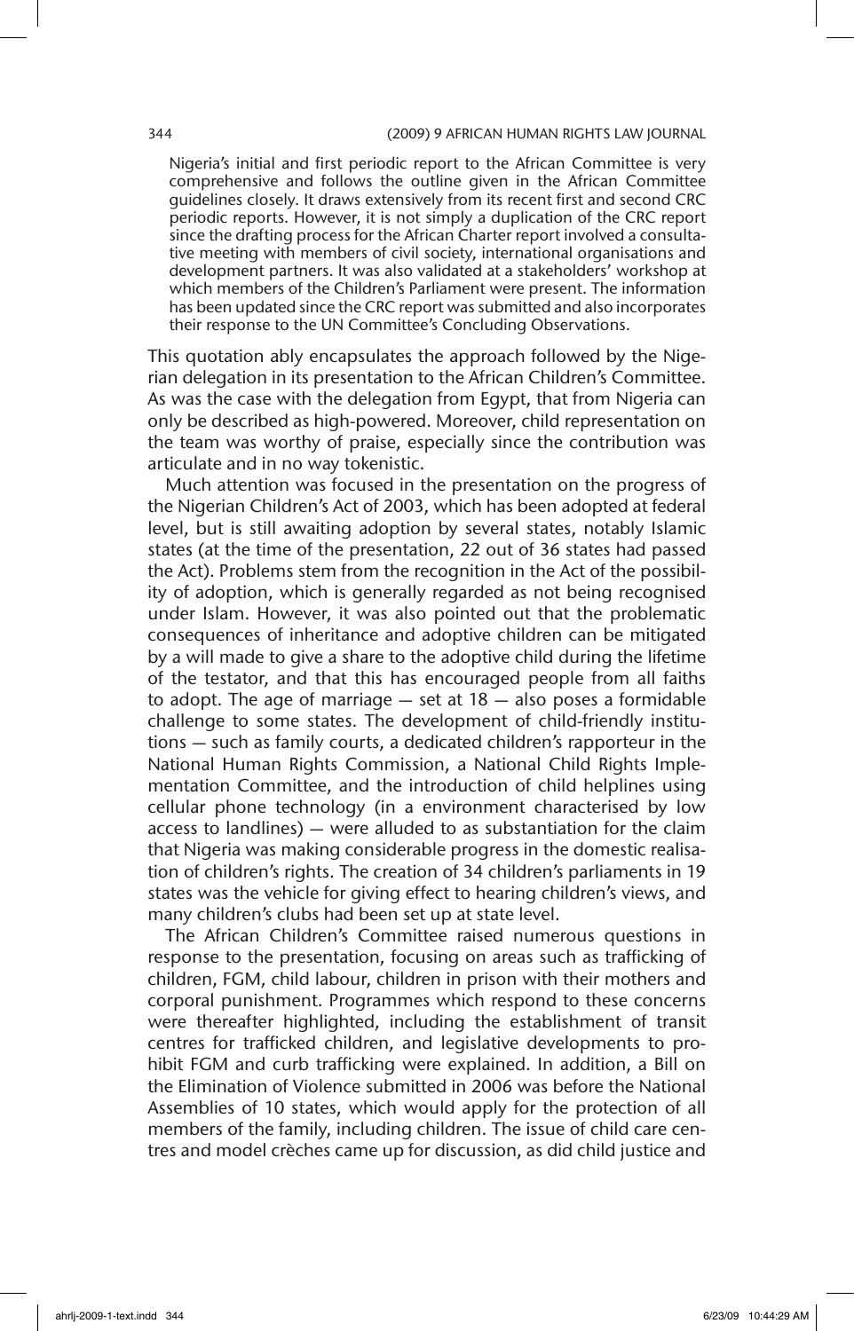> Nigeria's initial and first periodic report to the African Committee is very comprehensive and follows the outline given in the African Committee guidelines closely. It draws extensively from its recent first and second CRC periodic reports. However, it is not simply a duplication of the CRC report since the drafting process for the African Charter report involved a consultative meeting with members of civil society, international organisations and development partners. It was also validated at a stakeholders' workshop at which members of the Children's Parliament were present. The information has been updated since the CRC report was submitted and also incorporates their response to the UN Committee's Concluding Observations.

This quotation ably encapsulates the approach followed by the Nigerian delegation in its presentation to the African Children's Committee. As was the case with the delegation from Egypt, that from Nigeria can only be described as high-powered. Moreover, child representation on the team was worthy of praise, especially since the contribution was articulate and in no way tokenistic.

Much attention was focused in the presentation on the progress of the Nigerian Children's Act of 2003, which has been adopted at federal level, but is still awaiting adoption by several states, notably Islamic states (at the time of the presentation, 22 out of 36 states had passed the Act). Problems stem from the recognition in the Act of the possibility of adoption, which is generally regarded as not being recognised under Islam. However, it was also pointed out that the problematic consequences of inheritance and adoptive children can be mitigated by a will made to give a share to the adoptive child during the lifetime of the testator, and that this has encouraged people from all faiths to adopt. The age of marriage — set at 18 — also poses a formidable challenge to some states. The development of child-friendly institutions — such as family courts, a dedicated children's rapporteur in the National Human Rights Commission, a National Child Rights Implementation Committee, and the introduction of child helplines using cellular phone technology (in a environment characterised by low access to landlines) — were alluded to as substantiation for the claim that Nigeria was making considerable progress in the domestic realisation of children's rights. The creation of 34 children's parliaments in 19 states was the vehicle for giving effect to hearing children's views, and many children's clubs had been set up at state level.

The African Children's Committee raised numerous questions in response to the presentation, focusing on areas such as trafficking of children, FGM, child labour, children in prison with their mothers and corporal punishment. Programmes which respond to these concerns were thereafter highlighted, including the establishment of transit centres for trafficked children, and legislative developments to prohibit FGM and curb trafficking were explained. In addition, a Bill on the Elimination of Violence submitted in 2006 was before the National Assemblies of 10 states, which would apply for the protection of all members of the family, including children. The issue of child care centres and model crèches came up for discussion, as did child justice and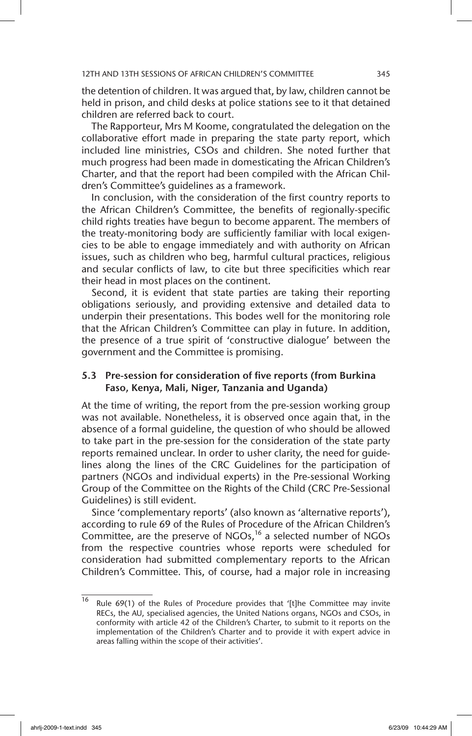the detention of children. It was argued that, by law, children cannot be held in prison, and child desks at police stations see to it that detained children are referred back to court.

The Rapporteur, Mrs M Koome, congratulated the delegation on the collaborative effort made in preparing the state party report, which included line ministries, CSOs and children. She noted further that much progress had been made in domesticating the African Children's Charter, and that the report had been compiled with the African Children's Committee's guidelines as a framework.

In conclusion, with the consideration of the first country reports to the African Children's Committee, the benefits of regionally-specific child rights treaties have begun to become apparent. The members of the treaty-monitoring body are sufficiently familiar with local exigencies to be able to engage immediately and with authority on African issues, such as children who beg, harmful cultural practices, religious and secular conflicts of law, to cite but three specificities which rear their head in most places on the continent.

Second, it is evident that state parties are taking their reporting obligations seriously, and providing extensive and detailed data to underpin their presentations. This bodes well for the monitoring role that the African Children's Committee can play in future. In addition, the presence of a true spirit of 'constructive dialogue' between the government and the Committee is promising.

### 5.3 Pre-session for consideration of five reports (from Burkina Faso, Kenya, Mali, Niger, Tanzania and Uganda)

At the time of writing, the report from the pre-session working group was not available. Nonetheless, it is observed once again that, in the absence of a formal guideline, the question of who should be allowed to take part in the pre-session for the consideration of the state party reports remained unclear. In order to usher clarity, the need for guidelines along the lines of the CRC Guidelines for the participation of partners (NGOs and individual experts) in the Pre-sessional Working Group of the Committee on the Rights of the Child (CRC Pre-Sessional Guidelines) is still evident.

Since 'complementary reports' (also known as 'alternative reports'), according to rule 69 of the Rules of Procedure of the African Children's Committee, are the preserve of NGOs,[16] a selected number of NGOs from the respective countries whose reports were scheduled for consideration had submitted complementary reports to the African Children's Committee. This, of course, had a major role in increasing

---

[16] Rule 69(1) of the Rules of Procedure provides that '[t]he Committee may invite RECs, the AU, specialised agencies, the United Nations organs, NGOs and CSOs, in conformity with article 42 of the Children's Charter, to submit to it reports on the implementation of the Children's Charter and to provide it with expert advice in areas falling within the scope of their activities'.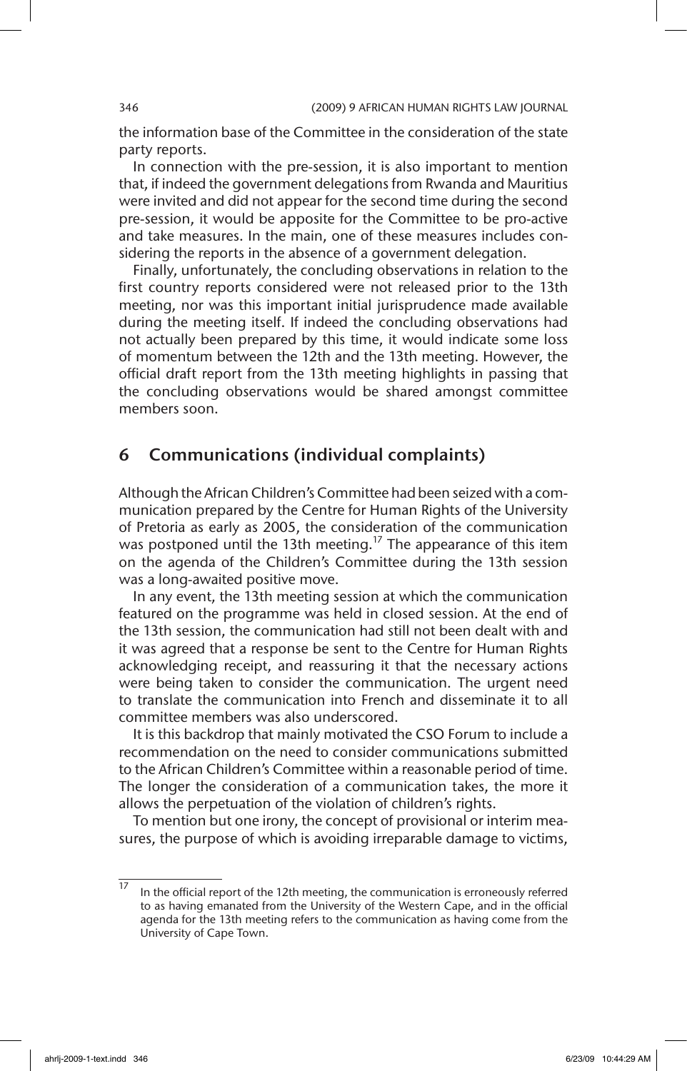the information base of the Committee in the consideration of the state party reports.

In connection with the pre-session, it is also important to mention that, if indeed the government delegations from Rwanda and Mauritius were invited and did not appear for the second time during the second pre-session, it would be apposite for the Committee to be pro-active and take measures. In the main, one of these measures includes considering the reports in the absence of a government delegation.

Finally, unfortunately, the concluding observations in relation to the first country reports considered were not released prior to the 13th meeting, nor was this important initial jurisprudence made available during the meeting itself. If indeed the concluding observations had not actually been prepared by this time, it would indicate some loss of momentum between the 12th and the 13th meeting. However, the official draft report from the 13th meeting highlights in passing that the concluding observations would be shared amongst committee members soon.

## 6 Communications (individual complaints)

Although the African Children's Committee had been seized with a communication prepared by the Centre for Human Rights of the University of Pretoria as early as 2005, the consideration of the communication was postponed until the 13th meeting.[17] The appearance of this item on the agenda of the Children's Committee during the 13th session was a long-awaited positive move.

In any event, the 13th meeting session at which the communication featured on the programme was held in closed session. At the end of the 13th session, the communication had still not been dealt with and it was agreed that a response be sent to the Centre for Human Rights acknowledging receipt, and reassuring it that the necessary actions were being taken to consider the communication. The urgent need to translate the communication into French and disseminate it to all committee members was also underscored.

It is this backdrop that mainly motivated the CSO Forum to include a recommendation on the need to consider communications submitted to the African Children's Committee within a reasonable period of time. The longer the consideration of a communication takes, the more it allows the perpetuation of the violation of children's rights.

To mention but one irony, the concept of provisional or interim measures, the purpose of which is avoiding irreparable damage to victims,

---

[17] In the official report of the 12th meeting, the communication is erroneously referred to as having emanated from the University of the Western Cape, and in the official agenda for the 13th meeting refers to the communication as having come from the University of Cape Town.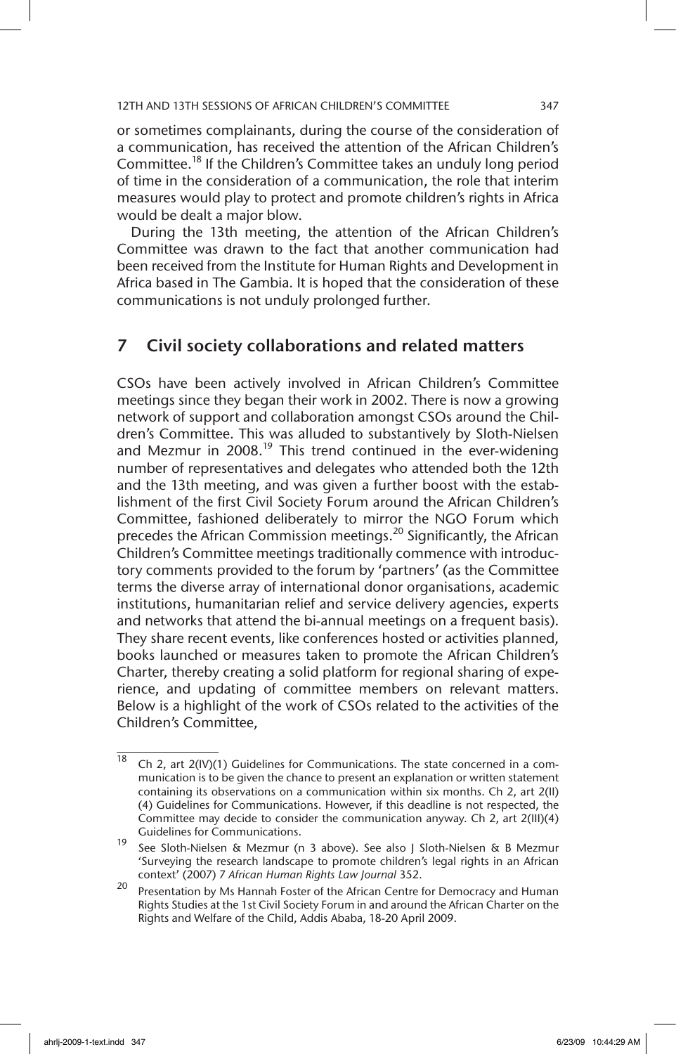or sometimes complainants, during the course of the consideration of a communication, has received the attention of the African Children's Committee.[18] If the Children's Committee takes an unduly long period of time in the consideration of a communication, the role that interim measures would play to protect and promote children's rights in Africa would be dealt a major blow.

During the 13th meeting, the attention of the African Children's Committee was drawn to the fact that another communication had been received from the Institute for Human Rights and Development in Africa based in The Gambia. It is hoped that the consideration of these communications is not unduly prolonged further.

## 7 Civil society collaborations and related matters

CSOs have been actively involved in African Children's Committee meetings since they began their work in 2002. There is now a growing network of support and collaboration amongst CSOs around the Children's Committee. This was alluded to substantively by Sloth-Nielsen and Mezmur in 2008.[19] This trend continued in the ever-widening number of representatives and delegates who attended both the 12th and the 13th meeting, and was given a further boost with the establishment of the first Civil Society Forum around the African Children's Committee, fashioned deliberately to mirror the NGO Forum which precedes the African Commission meetings.[20] Significantly, the African Children's Committee meetings traditionally commence with introductory comments provided to the forum by 'partners' (as the Committee terms the diverse array of international donor organisations, academic institutions, humanitarian relief and service delivery agencies, experts and networks that attend the bi-annual meetings on a frequent basis). They share recent events, like conferences hosted or activities planned, books launched or measures taken to promote the African Children's Charter, thereby creating a solid platform for regional sharing of experience, and updating of committee members on relevant matters. Below is a highlight of the work of CSOs related to the activities of the Children's Committee,

---

[18] Ch 2, art 2(IV)(1) Guidelines for Communications. The state concerned in a communication is to be given the chance to present an explanation or written statement containing its observations on a communication within six months. Ch 2, art 2(II)(4) Guidelines for Communications. However, if this deadline is not respected, the Committee may decide to consider the communication anyway. Ch 2, art 2(III)(4) Guidelines for Communications.

[19] See Sloth-Nielsen & Mezmur (n 3 above). See also J Sloth-Nielsen & B Mezmur 'Surveying the research landscape to promote children's legal rights in an African context' (2007) 7 *African Human Rights Law Journal* 352.

[20] Presentation by Ms Hannah Foster of the African Centre for Democracy and Human Rights Studies at the 1st Civil Society Forum in and around the African Charter on the Rights and Welfare of the Child, Addis Ababa, 18-20 April 2009.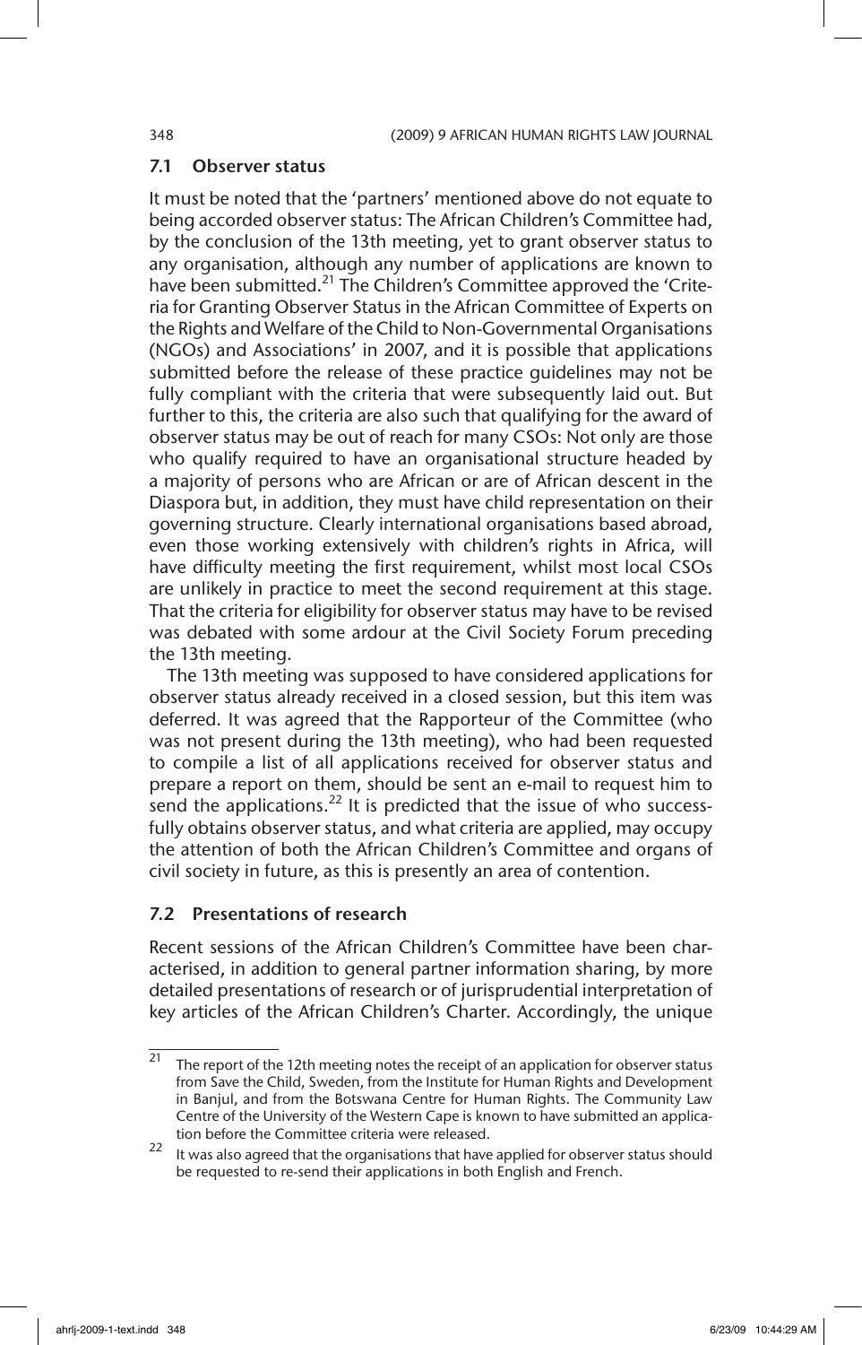### 7.1 Observer status

It must be noted that the 'partners' mentioned above do not equate to being accorded observer status: The African Children's Committee had, by the conclusion of the 13th meeting, yet to grant observer status to any organisation, although any number of applications are known to have been submitted.[21] The Children's Committee approved the 'Criteria for Granting Observer Status in the African Committee of Experts on the Rights and Welfare of the Child to Non-Governmental Organisations (NGOs) and Associations' in 2007, and it is possible that applications submitted before the release of these practice guidelines may not be fully compliant with the criteria that were subsequently laid out. But further to this, the criteria are also such that qualifying for the award of observer status may be out of reach for many CSOs: Not only are those who qualify required to have an organisational structure headed by a majority of persons who are African or are of African descent in the Diaspora but, in addition, they must have child representation on their governing structure. Clearly international organisations based abroad, even those working extensively with children's rights in Africa, will have difficulty meeting the first requirement, whilst most local CSOs are unlikely in practice to meet the second requirement at this stage. That the criteria for eligibility for observer status may have to be revised was debated with some ardour at the Civil Society Forum preceding the 13th meeting.

The 13th meeting was supposed to have considered applications for observer status already received in a closed session, but this item was deferred. It was agreed that the Rapporteur of the Committee (who was not present during the 13th meeting), who had been requested to compile a list of all applications received for observer status and prepare a report on them, should be sent an e-mail to request him to send the applications.[22] It is predicted that the issue of who successfully obtains observer status, and what criteria are applied, may occupy the attention of both the African Children's Committee and organs of civil society in future, as this is presently an area of contention.

### 7.2 Presentations of research

Recent sessions of the African Children's Committee have been characterised, in addition to general partner information sharing, by more detailed presentations of research or of jurisprudential interpretation of key articles of the African Children's Charter. Accordingly, the unique

---

[21] The report of the 12th meeting notes the receipt of an application for observer status from Save the Child, Sweden, from the Institute for Human Rights and Development in Banjul, and from the Botswana Centre for Human Rights. The Community Law Centre of the University of the Western Cape is known to have submitted an application before the Committee criteria were released.

[22] It was also agreed that the organisations that have applied for observer status should be requested to re-send their applications in both English and French.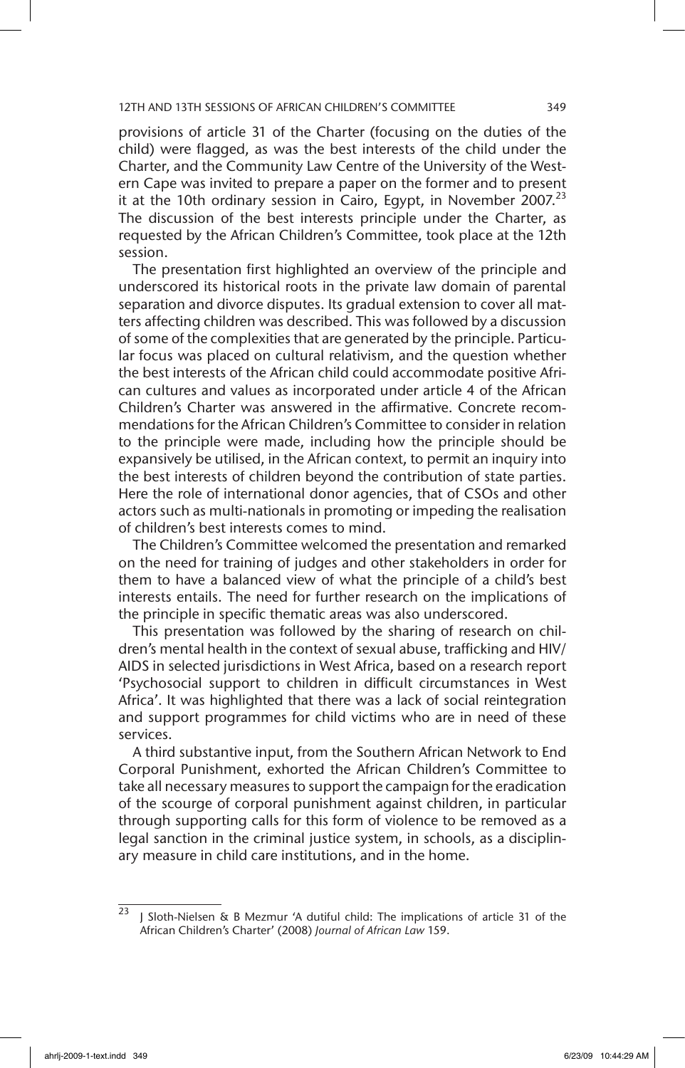provisions of article 31 of the Charter (focusing on the duties of the child) were flagged, as was the best interests of the child under the Charter, and the Community Law Centre of the University of the Western Cape was invited to prepare a paper on the former and to present it at the 10th ordinary session in Cairo, Egypt, in November 2007.[23] The discussion of the best interests principle under the Charter, as requested by the African Children's Committee, took place at the 12th session.

The presentation first highlighted an overview of the principle and underscored its historical roots in the private law domain of parental separation and divorce disputes. Its gradual extension to cover all matters affecting children was described. This was followed by a discussion of some of the complexities that are generated by the principle. Particular focus was placed on cultural relativism, and the question whether the best interests of the African child could accommodate positive African cultures and values as incorporated under article 4 of the African Children's Charter was answered in the affirmative. Concrete recommendations for the African Children's Committee to consider in relation to the principle were made, including how the principle should be expansively be utilised, in the African context, to permit an inquiry into the best interests of children beyond the contribution of state parties. Here the role of international donor agencies, that of CSOs and other actors such as multi-nationals in promoting or impeding the realisation of children's best interests comes to mind.

The Children's Committee welcomed the presentation and remarked on the need for training of judges and other stakeholders in order for them to have a balanced view of what the principle of a child's best interests entails. The need for further research on the implications of the principle in specific thematic areas was also underscored.

This presentation was followed by the sharing of research on children's mental health in the context of sexual abuse, trafficking and HIV/AIDS in selected jurisdictions in West Africa, based on a research report 'Psychosocial support to children in difficult circumstances in West Africa'. It was highlighted that there was a lack of social reintegration and support programmes for child victims who are in need of these services.

A third substantive input, from the Southern African Network to End Corporal Punishment, exhorted the African Children's Committee to take all necessary measures to support the campaign for the eradication of the scourge of corporal punishment against children, in particular through supporting calls for this form of violence to be removed as a legal sanction in the criminal justice system, in schools, as a disciplinary measure in child care institutions, and in the home.

---

[23] J Sloth-Nielsen & B Mezmur 'A dutiful child: The implications of article 31 of the African Children's Charter' (2008) *Journal of African Law* 159.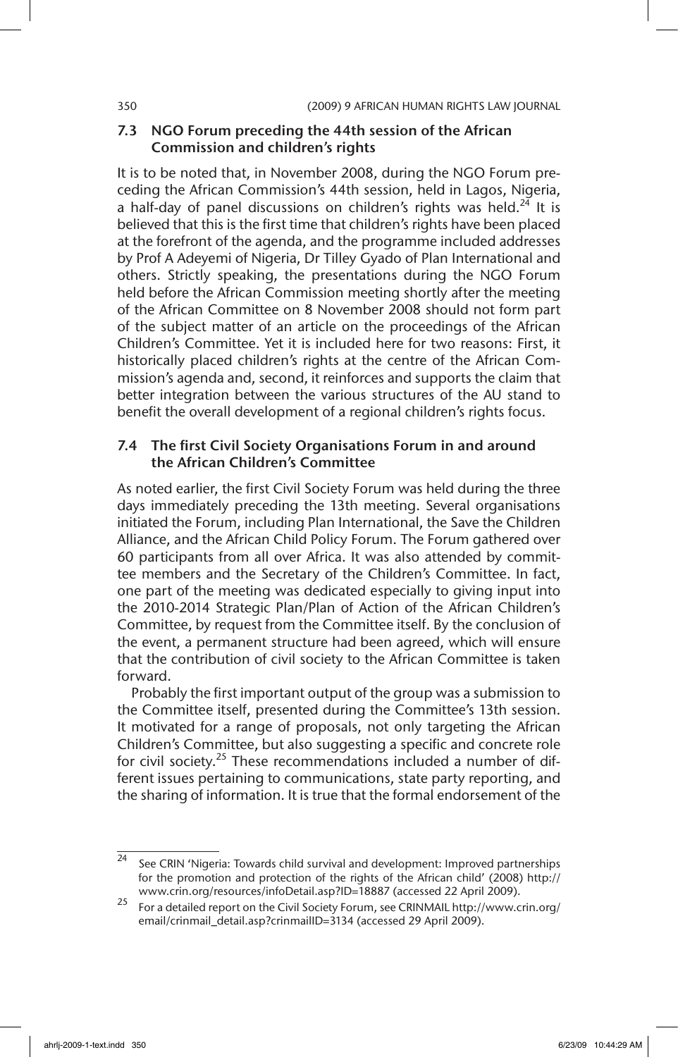### 7.3 NGO Forum preceding the 44th session of the African Commission and children's rights

It is to be noted that, in November 2008, during the NGO Forum preceding the African Commission's 44th session, held in Lagos, Nigeria, a half-day of panel discussions on children's rights was held.[24] It is believed that this is the first time that children's rights have been placed at the forefront of the agenda, and the programme included addresses by Prof A Adeyemi of Nigeria, Dr Tilley Gyado of Plan International and others. Strictly speaking, the presentations during the NGO Forum held before the African Commission meeting shortly after the meeting of the African Committee on 8 November 2008 should not form part of the subject matter of an article on the proceedings of the African Children's Committee. Yet it is included here for two reasons: First, it historically placed children's rights at the centre of the African Commission's agenda and, second, it reinforces and supports the claim that better integration between the various structures of the AU stand to benefit the overall development of a regional children's rights focus.

### 7.4 The first Civil Society Organisations Forum in and around the African Children's Committee

As noted earlier, the first Civil Society Forum was held during the three days immediately preceding the 13th meeting. Several organisations initiated the Forum, including Plan International, the Save the Children Alliance, and the African Child Policy Forum. The Forum gathered over 60 participants from all over Africa. It was also attended by committee members and the Secretary of the Children's Committee. In fact, one part of the meeting was dedicated especially to giving input into the 2010-2014 Strategic Plan/Plan of Action of the African Children's Committee, by request from the Committee itself. By the conclusion of the event, a permanent structure had been agreed, which will ensure that the contribution of civil society to the African Committee is taken forward.

Probably the first important output of the group was a submission to the Committee itself, presented during the Committee's 13th session. It motivated for a range of proposals, not only targeting the African Children's Committee, but also suggesting a specific and concrete role for civil society.[25] These recommendations included a number of different issues pertaining to communications, state party reporting, and the sharing of information. It is true that the formal endorsement of the

---

[24] See CRIN 'Nigeria: Towards child survival and development: Improved partnerships for the promotion and protection of the rights of the African child' (2008) http://www.crin.org/resources/infoDetail.asp?ID=18887 (accessed 22 April 2009).

[25] For a detailed report on the Civil Society Forum, see CRINMAIL http://www.crin.org/email/crinmail_detail.asp?crinmailID=3134 (accessed 29 April 2009).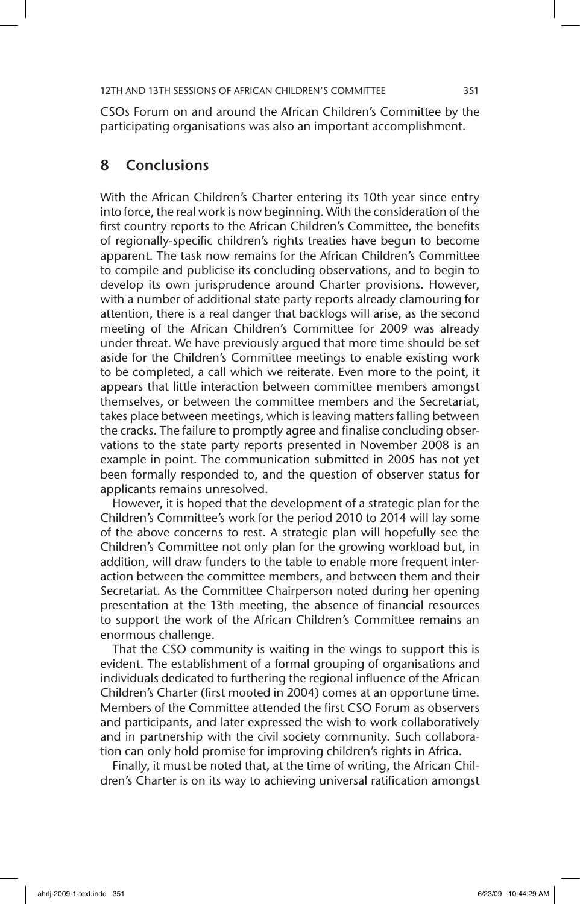CSOs Forum on and around the African Children's Committee by the participating organisations was also an important accomplishment.

## 8 Conclusions

With the African Children's Charter entering its 10th year since entry into force, the real work is now beginning. With the consideration of the first country reports to the African Children's Committee, the benefits of regionally-specific children's rights treaties have begun to become apparent. The task now remains for the African Children's Committee to compile and publicise its concluding observations, and to begin to develop its own jurisprudence around Charter provisions. However, with a number of additional state party reports already clamouring for attention, there is a real danger that backlogs will arise, as the second meeting of the African Children's Committee for 2009 was already under threat. We have previously argued that more time should be set aside for the Children's Committee meetings to enable existing work to be completed, a call which we reiterate. Even more to the point, it appears that little interaction between committee members amongst themselves, or between the committee members and the Secretariat, takes place between meetings, which is leaving matters falling between the cracks. The failure to promptly agree and finalise concluding observations to the state party reports presented in November 2008 is an example in point. The communication submitted in 2005 has not yet been formally responded to, and the question of observer status for applicants remains unresolved.

However, it is hoped that the development of a strategic plan for the Children's Committee's work for the period 2010 to 2014 will lay some of the above concerns to rest. A strategic plan will hopefully see the Children's Committee not only plan for the growing workload but, in addition, will draw funders to the table to enable more frequent interaction between the committee members, and between them and their Secretariat. As the Committee Chairperson noted during her opening presentation at the 13th meeting, the absence of financial resources to support the work of the African Children's Committee remains an enormous challenge.

That the CSO community is waiting in the wings to support this is evident. The establishment of a formal grouping of organisations and individuals dedicated to furthering the regional influence of the African Children's Charter (first mooted in 2004) comes at an opportune time. Members of the Committee attended the first CSO Forum as observers and participants, and later expressed the wish to work collaboratively and in partnership with the civil society community. Such collaboration can only hold promise for improving children's rights in Africa.

Finally, it must be noted that, at the time of writing, the African Children's Charter is on its way to achieving universal ratification amongst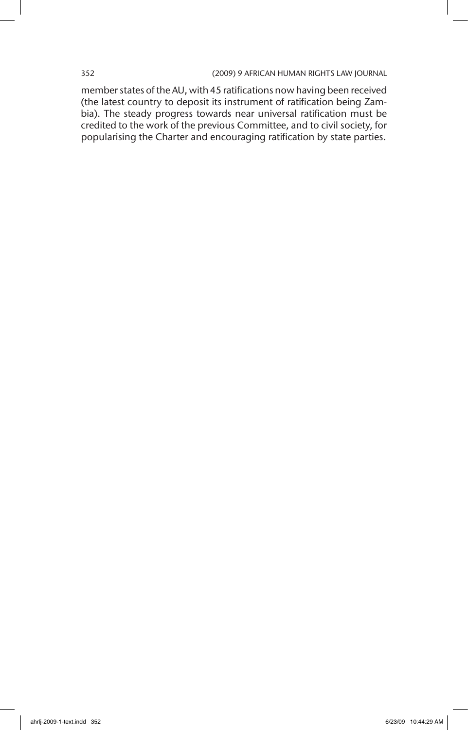member states of the AU, with 45 ratifications now having been received (the latest country to deposit its instrument of ratification being Zambia). The steady progress towards near universal ratification must be credited to the work of the previous Committee, and to civil society, for popularising the Charter and encouraging ratification by state parties.